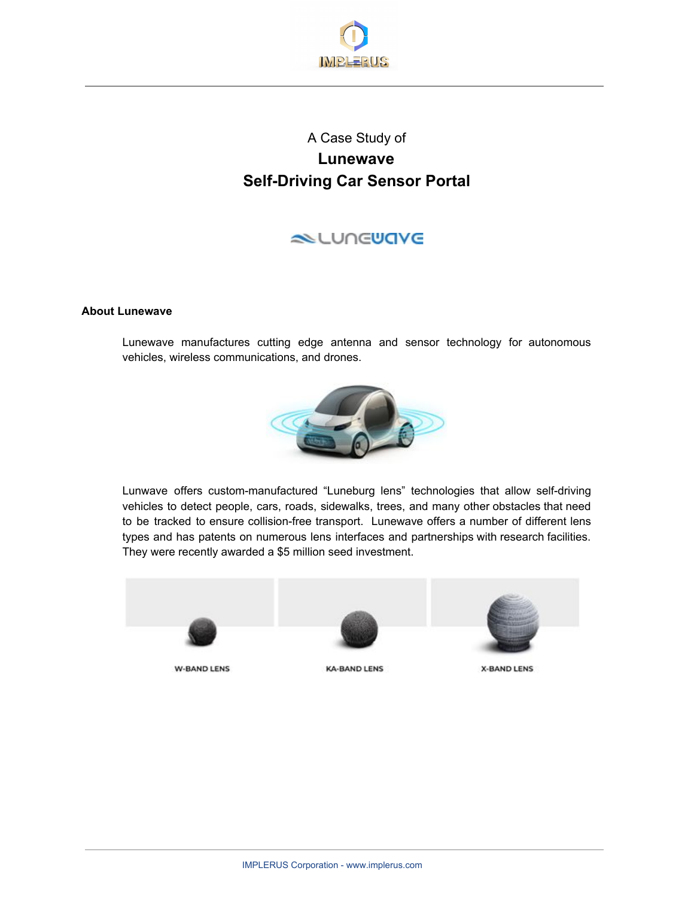A Case Study of

# Lunewave
# Self-Driving Car Sensor Portal

## About Lunewave

Lunewave manufactures cutting edge antenna and sensor technology for autonomous vehicles, wireless communications, and drones.

Lunwave offers custom-manufactured "Luneburg lens" technologies that allow self-driving vehicles to detect people, cars, roads, sidewalks, trees, and many other obstacles that need to be tracked to ensure collision-free transport. Lunewave offers a number of different lens types and has patents on numerous lens interfaces and partnerships with research facilities. They were recently awarded a $5 million seed investment.

W-BAND LENS

KA-BAND LENS

X-BAND LENS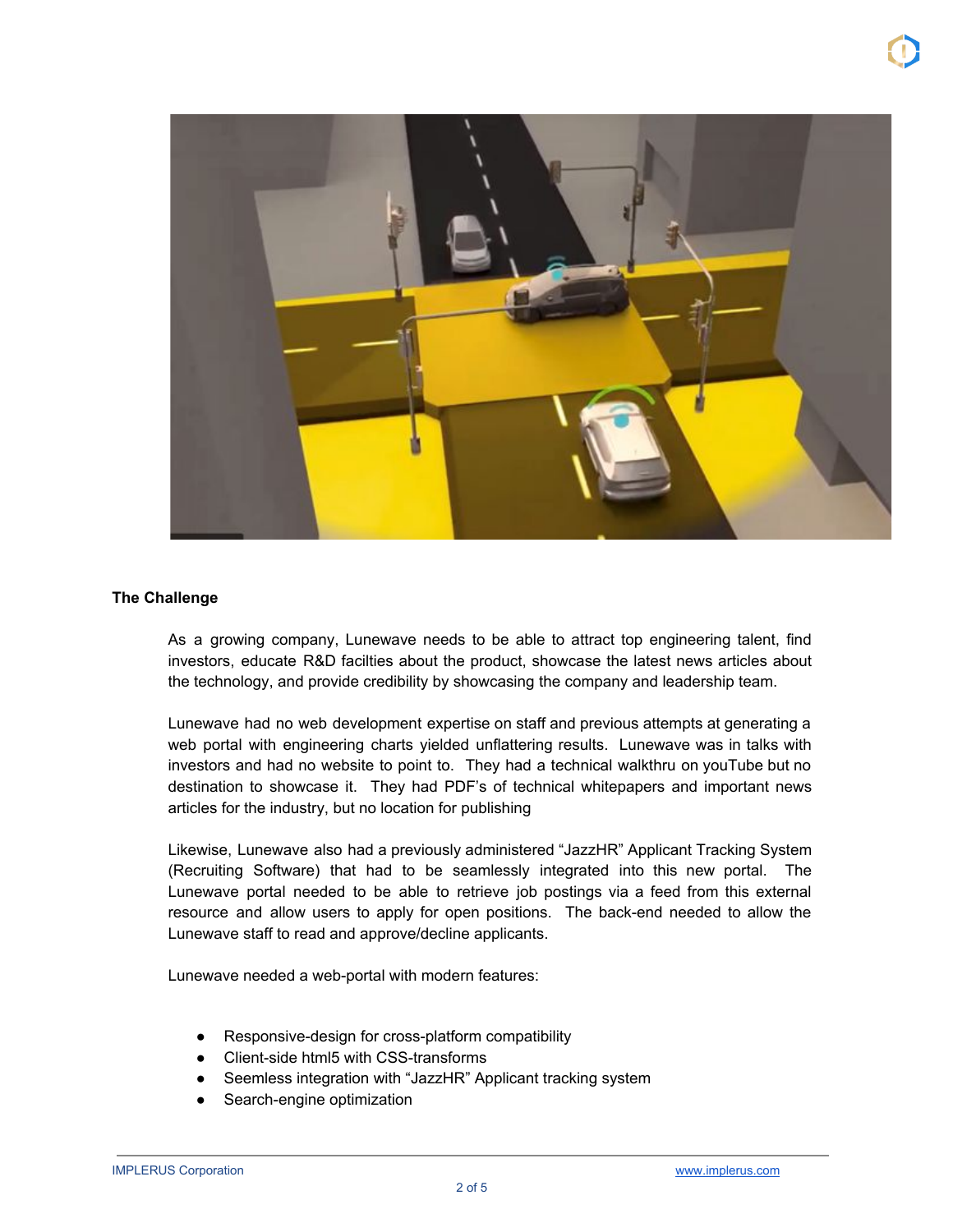**The Challenge**

As a growing company, Lunewave needs to be able to attract top engineering talent, find investors, educate R&D facilties about the product, showcase the latest news articles about the technology, and provide credibility by showcasing the company and leadership team.

Lunewave had no web development expertise on staff and previous attempts at generating a web portal with engineering charts yielded unflattering results. Lunewave was in talks with investors and had no website to point to. They had a technical walkthru on youTube but no destination to showcase it. They had PDF's of technical whitepapers and important news articles for the industry, but no location for publishing

Likewise, Lunewave also had a previously administered "JazzHR" Applicant Tracking System (Recruiting Software) that had to be seamlessly integrated into this new portal. The Lunewave portal needed to be able to retrieve job postings via a feed from this external resource and allow users to apply for open positions. The back-end needed to allow the Lunewave staff to read and approve/decline applicants.

Lunewave needed a web-portal with modern features:

- Responsive-design for cross-platform compatibility
- Client-side html5 with CSS-transforms
- Seemless integration with "JazzHR" Applicant tracking system
- Search-engine optimization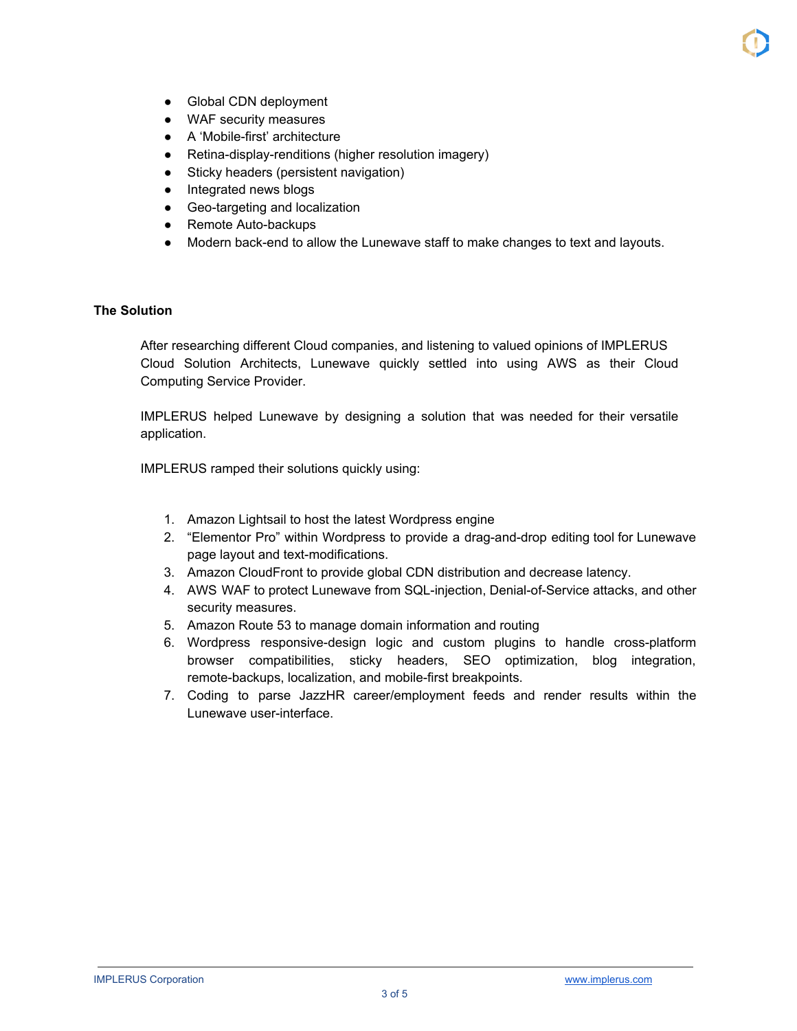- Global CDN deployment
- WAF security measures
- A 'Mobile-first' architecture
- Retina-display-renditions (higher resolution imagery)
- Sticky headers (persistent navigation)
- Integrated news blogs
- Geo-targeting and localization
- Remote Auto-backups
- Modern back-end to allow the Lunewave staff to make changes to text and layouts.

**The Solution**

After researching different Cloud companies, and listening to valued opinions of IMPLERUS Cloud Solution Architects, Lunewave quickly settled into using AWS as their Cloud Computing Service Provider.

IMPLERUS helped Lunewave by designing a solution that was needed for their versatile application.

IMPLERUS ramped their solutions quickly using:

1. Amazon Lightsail to host the latest Wordpress engine
2. "Elementor Pro" within Wordpress to provide a drag-and-drop editing tool for Lunewave page layout and text-modifications.
3. Amazon CloudFront to provide global CDN distribution and decrease latency.
4. AWS WAF to protect Lunewave from SQL-injection, Denial-of-Service attacks, and other security measures.
5. Amazon Route 53 to manage domain information and routing
6. Wordpress responsive-design logic and custom plugins to handle cross-platform browser compatibilities, sticky headers, SEO optimization, blog integration, remote-backups, localization, and mobile-first breakpoints.
7. Coding to parse JazzHR career/employment feeds and render results within the Lunewave user-interface.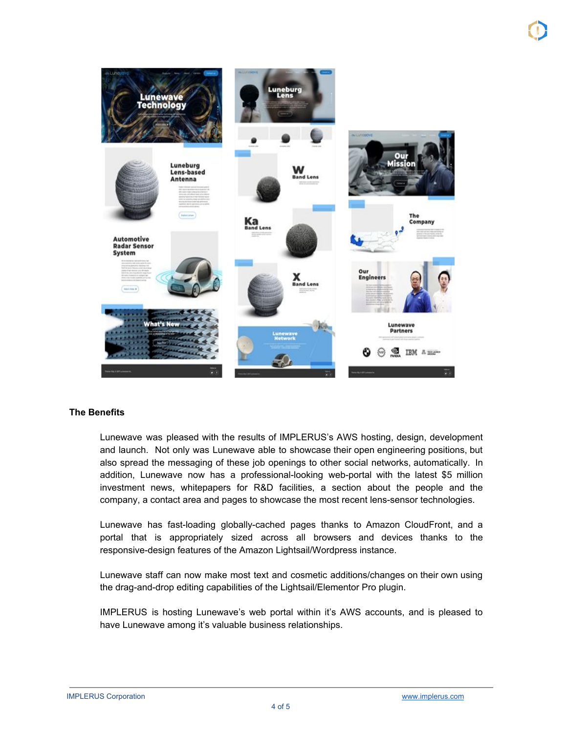## The Benefits

Lunewave was pleased with the results of IMPLERUS's AWS hosting, design, development and launch. Not only was Lunewave able to showcase their open engineering positions, but also spread the messaging of these job openings to other social networks, automatically. In addition, Lunewave now has a professional-looking web-portal with the latest $5 million investment news, whitepapers for R&D facilities, a section about the people and the company, a contact area and pages to showcase the most recent lens-sensor technologies.

Lunewave has fast-loading globally-cached pages thanks to Amazon CloudFront, and a portal that is appropriately sized across all browsers and devices thanks to the responsive-design features of the Amazon Lightsail/Wordpress instance.

Lunewave staff can now make most text and cosmetic additions/changes on their own using the drag-and-drop editing capabilities of the Lightsail/Elementor Pro plugin.

IMPLERUS is hosting Lunewave's web portal within it's AWS accounts, and is pleased to have Lunewave among it's valuable business relationships.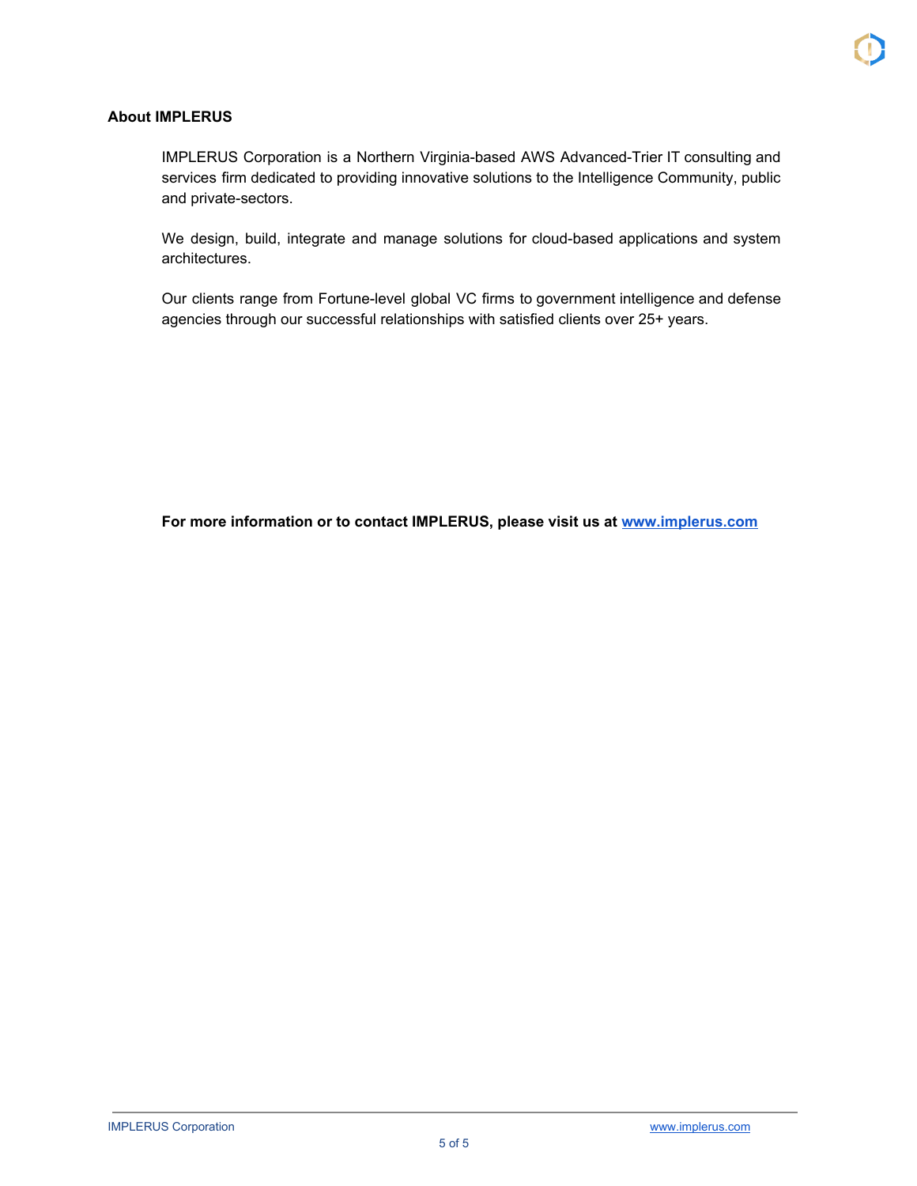**About IMPLERUS**

IMPLERUS Corporation is a Northern Virginia-based AWS Advanced-Trier IT consulting and services firm dedicated to providing innovative solutions to the Intelligence Community, public and private-sectors.

We design, build, integrate and manage solutions for cloud-based applications and system architectures.

Our clients range from Fortune-level global VC firms to government intelligence and defense agencies through our successful relationships with satisfied clients over 25+ years.

**For more information or to contact IMPLERUS, please visit us at [www.implerus.com](http://www.implerus.com)**